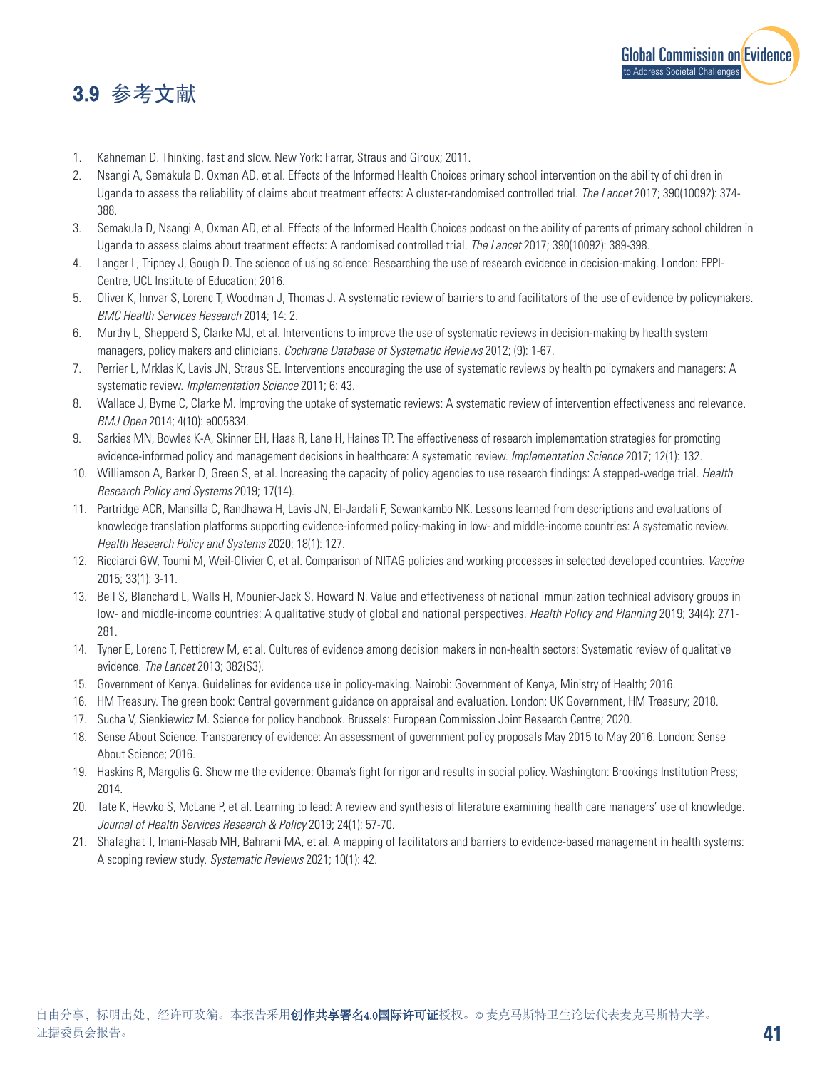## 3.9 参考文献

1. Kahneman D. Thinking, fast and slow. New York: Farrar, Straus and Giroux; 2011.
2. Nsangi A, Semakula D, Oxman AD, et al. Effects of the Informed Health Choices primary school intervention on the ability of children in Uganda to assess the reliability of claims about treatment effects: A cluster-randomised controlled trial. *The Lancet* 2017; 390(10092): 374-388.
3. Semakula D, Nsangi A, Oxman AD, et al. Effects of the Informed Health Choices podcast on the ability of parents of primary school children in Uganda to assess claims about treatment effects: A randomised controlled trial. *The Lancet* 2017; 390(10092): 389-398.
4. Langer L, Tripney J, Gough D. The science of using science: Researching the use of research evidence in decision-making. London: EPPI-Centre, UCL Institute of Education; 2016.
5. Oliver K, Innvar S, Lorenc T, Woodman J, Thomas J. A systematic review of barriers to and facilitators of the use of evidence by policymakers. *BMC Health Services Research* 2014; 14: 2.
6. Murthy L, Shepperd S, Clarke MJ, et al. Interventions to improve the use of systematic reviews in decision-making by health system managers, policy makers and clinicians. *Cochrane Database of Systematic Reviews* 2012; (9): 1-67.
7. Perrier L, Mrklas K, Lavis JN, Straus SE. Interventions encouraging the use of systematic reviews by health policymakers and managers: A systematic review. *Implementation Science* 2011; 6: 43.
8. Wallace J, Byrne C, Clarke M. Improving the uptake of systematic reviews: A systematic review of intervention effectiveness and relevance. *BMJ Open* 2014; 4(10): e005834.
9. Sarkies MN, Bowles K-A, Skinner EH, Haas R, Lane H, Haines TP. The effectiveness of research implementation strategies for promoting evidence-informed policy and management decisions in healthcare: A systematic review. *Implementation Science* 2017; 12(1): 132.
10. Williamson A, Barker D, Green S, et al. Increasing the capacity of policy agencies to use research findings: A stepped-wedge trial. *Health Research Policy and Systems* 2019; 17(14).
11. Partridge ACR, Mansilla C, Randhawa H, Lavis JN, El-Jardali F, Sewankambo NK. Lessons learned from descriptions and evaluations of knowledge translation platforms supporting evidence-informed policy-making in low- and middle-income countries: A systematic review. *Health Research Policy and Systems* 2020; 18(1): 127.
12. Ricciardi GW, Toumi M, Weil-Olivier C, et al. Comparison of NITAG policies and working processes in selected developed countries. *Vaccine* 2015; 33(1): 3-11.
13. Bell S, Blanchard L, Walls H, Mounier-Jack S, Howard N. Value and effectiveness of national immunization technical advisory groups in low- and middle-income countries: A qualitative study of global and national perspectives. *Health Policy and Planning* 2019; 34(4): 271-281.
14. Tyner E, Lorenc T, Petticrew M, et al. Cultures of evidence among decision makers in non-health sectors: Systematic review of qualitative evidence. *The Lancet* 2013; 382(S3).
15. Government of Kenya. Guidelines for evidence use in policy-making. Nairobi: Government of Kenya, Ministry of Health; 2016.
16. HM Treasury. The green book: Central government guidance on appraisal and evaluation. London: UK Government, HM Treasury; 2018.
17. Sucha V, Sienkiewicz M. Science for policy handbook. Brussels: European Commission Joint Research Centre; 2020.
18. Sense About Science. Transparency of evidence: An assessment of government policy proposals May 2015 to May 2016. London: Sense About Science; 2016.
19. Haskins R, Margolis G. Show me the evidence: Obama's fight for rigor and results in social policy. Washington: Brookings Institution Press; 2014.
20. Tate K, Hewko S, McLane P, et al. Learning to lead: A review and synthesis of literature examining health care managers' use of knowledge. *Journal of Health Services Research & Policy* 2019; 24(1): 57-70.
21. Shafaghat T, Imani-Nasab MH, Bahrami MA, et al. A mapping of facilitators and barriers to evidence-based management in health systems: A scoping review study. *Systematic Reviews* 2021; 10(1): 42.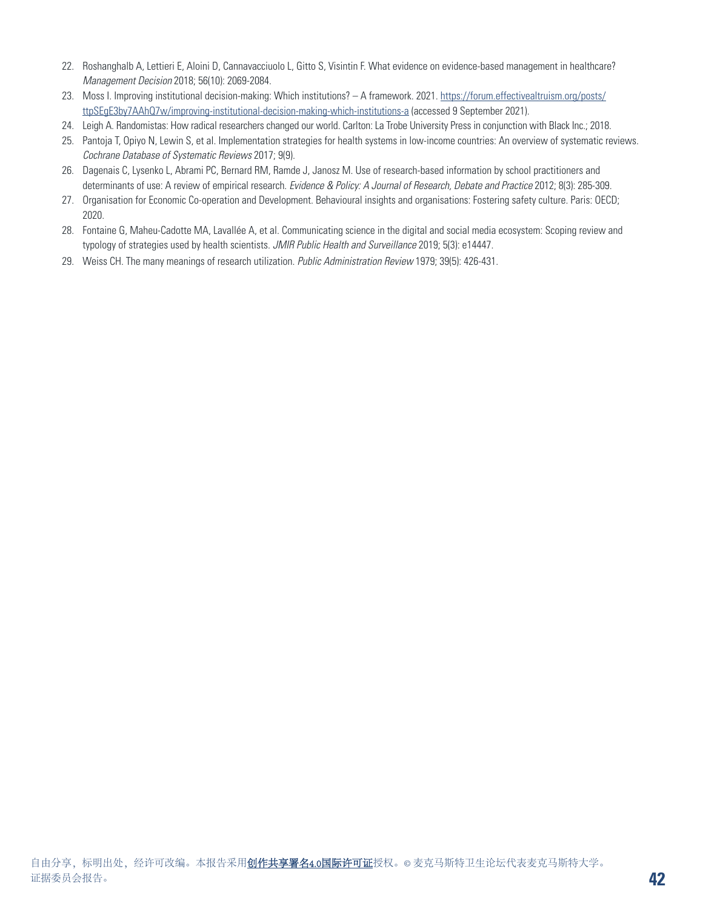22. Roshanghalb A, Lettieri E, Aloini D, Cannavacciuolo L, Gitto S, Visintin F. What evidence on evidence-based management in healthcare? *Management Decision* 2018; 56(10): 2069-2084.
23. Moss I. Improving institutional decision-making: Which institutions? – A framework. 2021. https://forum.effectivealtruism.org/posts/ttpSEgE3by7AAhQ7w/improving-institutional-decision-making-which-institutions-a (accessed 9 September 2021).
24. Leigh A. Randomistas: How radical researchers changed our world. Carlton: La Trobe University Press in conjunction with Black Inc.; 2018.
25. Pantoja T, Opiyo N, Lewin S, et al. Implementation strategies for health systems in low-income countries: An overview of systematic reviews. *Cochrane Database of Systematic Reviews* 2017; 9(9).
26. Dagenais C, Lysenko L, Abrami PC, Bernard RM, Ramde J, Janosz M. Use of research-based information by school practitioners and determinants of use: A review of empirical research. *Evidence & Policy: A Journal of Research, Debate and Practice* 2012; 8(3): 285-309.
27. Organisation for Economic Co-operation and Development. Behavioural insights and organisations: Fostering safety culture. Paris: OECD; 2020.
28. Fontaine G, Maheu-Cadotte MA, Lavallée A, et al. Communicating science in the digital and social media ecosystem: Scoping review and typology of strategies used by health scientists. *JMIR Public Health and Surveillance* 2019; 5(3): e14447.
29. Weiss CH. The many meanings of research utilization. *Public Administration Review* 1979; 39(5): 426-431.